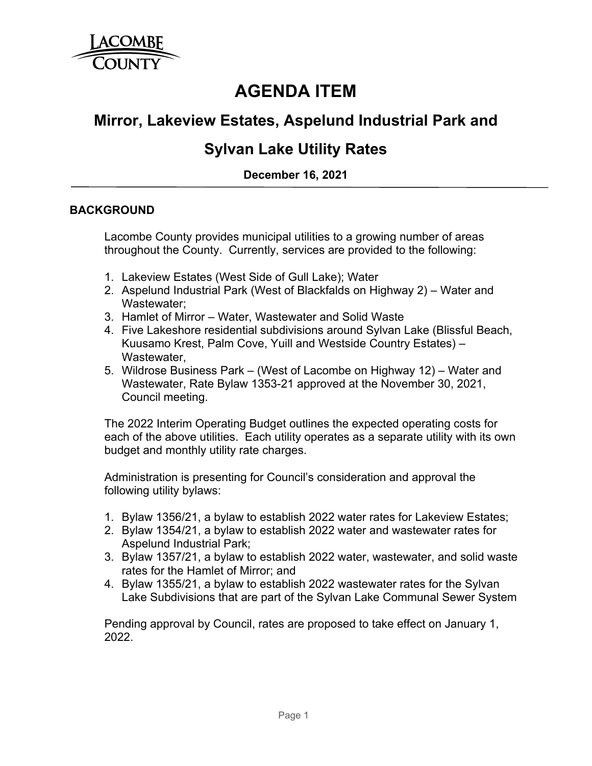# AGENDA ITEM

## Mirror, Lakeview Estates, Aspelund Industrial Park and Sylvan Lake Utility Rates

**December 16, 2021**

### BACKGROUND

Lacombe County provides municipal utilities to a growing number of areas throughout the County. Currently, services are provided to the following:

1. Lakeview Estates (West Side of Gull Lake); Water
2. Aspelund Industrial Park (West of Blackfalds on Highway 2) – Water and Wastewater;
3. Hamlet of Mirror – Water, Wastewater and Solid Waste
4. Five Lakeshore residential subdivisions around Sylvan Lake (Blissful Beach, Kuusamo Krest, Palm Cove, Yuill and Westside Country Estates) – Wastewater,
5. Wildrose Business Park – (West of Lacombe on Highway 12) – Water and Wastewater, Rate Bylaw 1353-21 approved at the November 30, 2021, Council meeting.

The 2022 Interim Operating Budget outlines the expected operating costs for each of the above utilities. Each utility operates as a separate utility with its own budget and monthly utility rate charges.

Administration is presenting for Council's consideration and approval the following utility bylaws:

1. Bylaw 1356/21, a bylaw to establish 2022 water rates for Lakeview Estates;
2. Bylaw 1354/21, a bylaw to establish 2022 water and wastewater rates for Aspelund Industrial Park;
3. Bylaw 1357/21, a bylaw to establish 2022 water, wastewater, and solid waste rates for the Hamlet of Mirror; and
4. Bylaw 1355/21, a bylaw to establish 2022 wastewater rates for the Sylvan Lake Subdivisions that are part of the Sylvan Lake Communal Sewer System

Pending approval by Council, rates are proposed to take effect on January 1, 2022.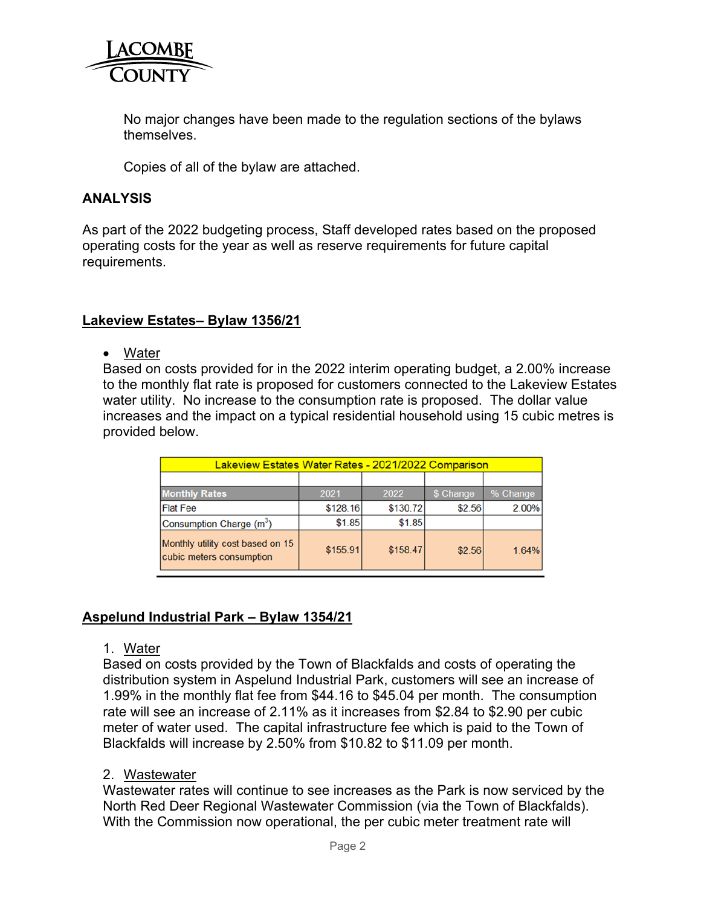No major changes have been made to the regulation sections of the bylaws themselves.

Copies of all of the bylaw are attached.

## ANALYSIS

As part of the 2022 budgeting process, Staff developed rates based on the proposed operating costs for the year as well as reserve requirements for future capital requirements.

### Lakeview Estates– Bylaw 1356/21

- Water

Based on costs provided for in the 2022 interim operating budget, a 2.00% increase to the monthly flat rate is proposed for customers connected to the Lakeview Estates water utility. No increase to the consumption rate is proposed. The dollar value increases and the impact on a typical residential household using 15 cubic metres is provided below.

| Lakeview Estates Water Rates - 2021/2022 Comparison | | | | |
|---|---|---|---|---|
| **Monthly Rates** | 2021 | 2022 | $ Change | % Change |
| Flat Fee | $128.16 | $130.72 | $2.56 | 2.00% |
| Consumption Charge ($m^3$) | $1.85 | $1.85 | | |
| Monthly utility cost based on 15 cubic meters consumption | $155.91 | $158.47 | $2.56 | 1.64% |

### Aspelund Industrial Park – Bylaw 1354/21

1. Water

Based on costs provided by the Town of Blackfalds and costs of operating the distribution system in Aspelund Industrial Park, customers will see an increase of 1.99% in the monthly flat fee from $44.16 to $45.04 per month. The consumption rate will see an increase of 2.11% as it increases from $2.84 to $2.90 per cubic meter of water used. The capital infrastructure fee which is paid to the Town of Blackfalds will increase by 2.50% from $10.82 to $11.09 per month.

2. Wastewater

Wastewater rates will continue to see increases as the Park is now serviced by the North Red Deer Regional Wastewater Commission (via the Town of Blackfalds). With the Commission now operational, the per cubic meter treatment rate will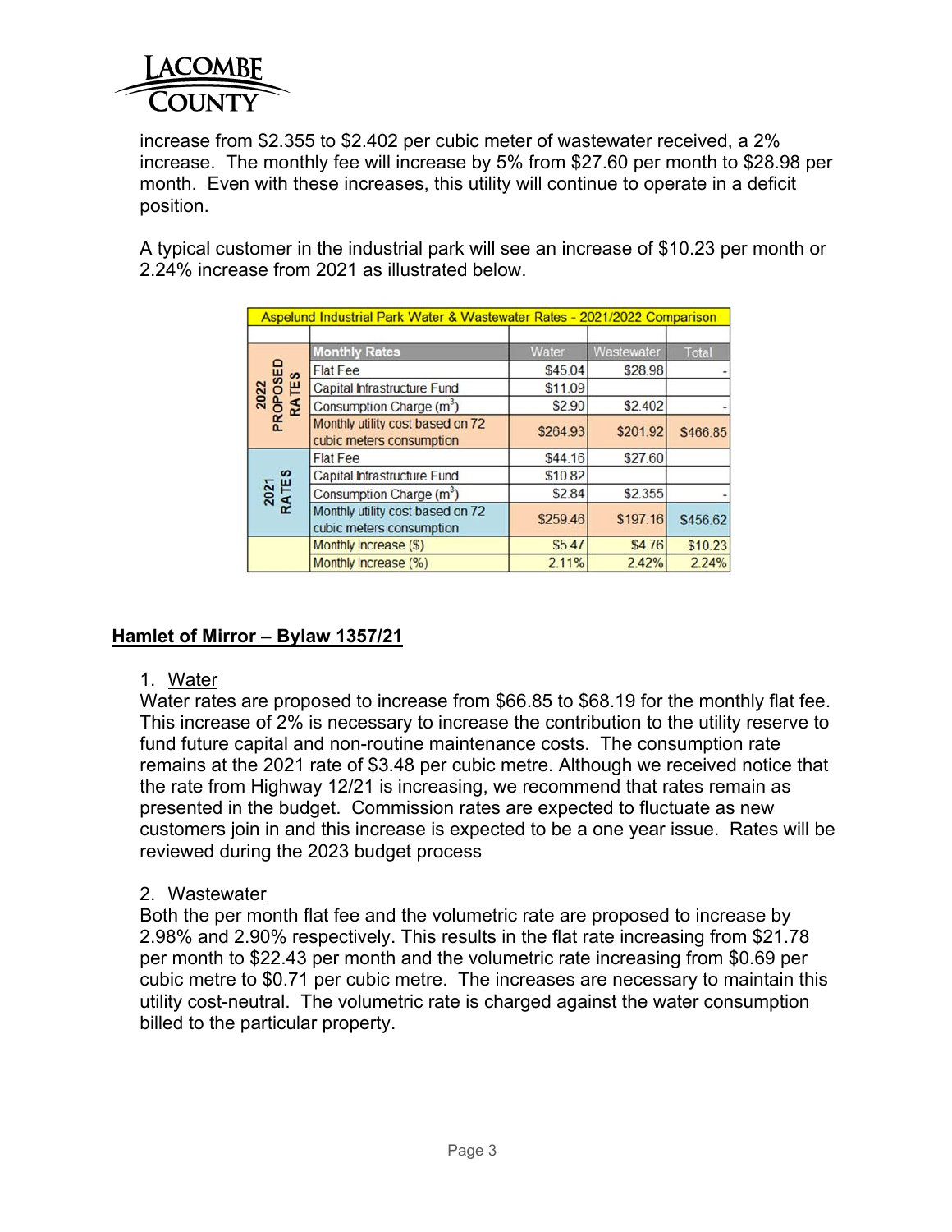increase from $2.355 to $2.402 per cubic meter of wastewater received, a 2% increase. The monthly fee will increase by 5% from $27.60 per month to $28.98 per month. Even with these increases, this utility will continue to operate in a deficit position.

A typical customer in the industrial park will see an increase of $10.23 per month or 2.24% increase from 2021 as illustrated below.

| Aspelund Industrial Park Water & Wastewater Rates - 2021/2022 Comparison | | | | |
|---|---|---|---|---|
| | | | | |
| 2022 PROPOSED RATES | Monthly Rates | Water | Wastewater | Total |
| | Flat Fee | $45.04 | $28.98 | - |
| | Capital Infrastructure Fund | $11.09 | | |
| | Consumption Charge ($m^3$) | $2.90 | $2.402 | - |
| | Monthly utility cost based on 72 cubic meters consumption | $264.93 | $201.92 | $466.85 |
| 2021 RATES | Flat Fee | $44.16 | $27.60 | |
| | Capital Infrastructure Fund | $10.82 | | |
| | Consumption Charge ($m^3$) | $2.84 | $2.355 | - |
| | Monthly utility cost based on 72 cubic meters consumption | $259.46 | $197.16 | $456.62 |
| | Monthly Increase ($) | $5.47 | $4.76 | $10.23 |
| | Monthly Increase (%) | 2.11% | 2.42% | 2.24% |

## Hamlet of Mirror – Bylaw 1357/21

1. Water

Water rates are proposed to increase from $66.85 to $68.19 for the monthly flat fee. This increase of 2% is necessary to increase the contribution to the utility reserve to fund future capital and non-routine maintenance costs. The consumption rate remains at the 2021 rate of $3.48 per cubic metre. Although we received notice that the rate from Highway 12/21 is increasing, we recommend that rates remain as presented in the budget. Commission rates are expected to fluctuate as new customers join in and this increase is expected to be a one year issue. Rates will be reviewed during the 2023 budget process

2. Wastewater

Both the per month flat fee and the volumetric rate are proposed to increase by 2.98% and 2.90% respectively. This results in the flat rate increasing from $21.78 per month to $22.43 per month and the volumetric rate increasing from $0.69 per cubic metre to $0.71 per cubic metre. The increases are necessary to maintain this utility cost-neutral. The volumetric rate is charged against the water consumption billed to the particular property.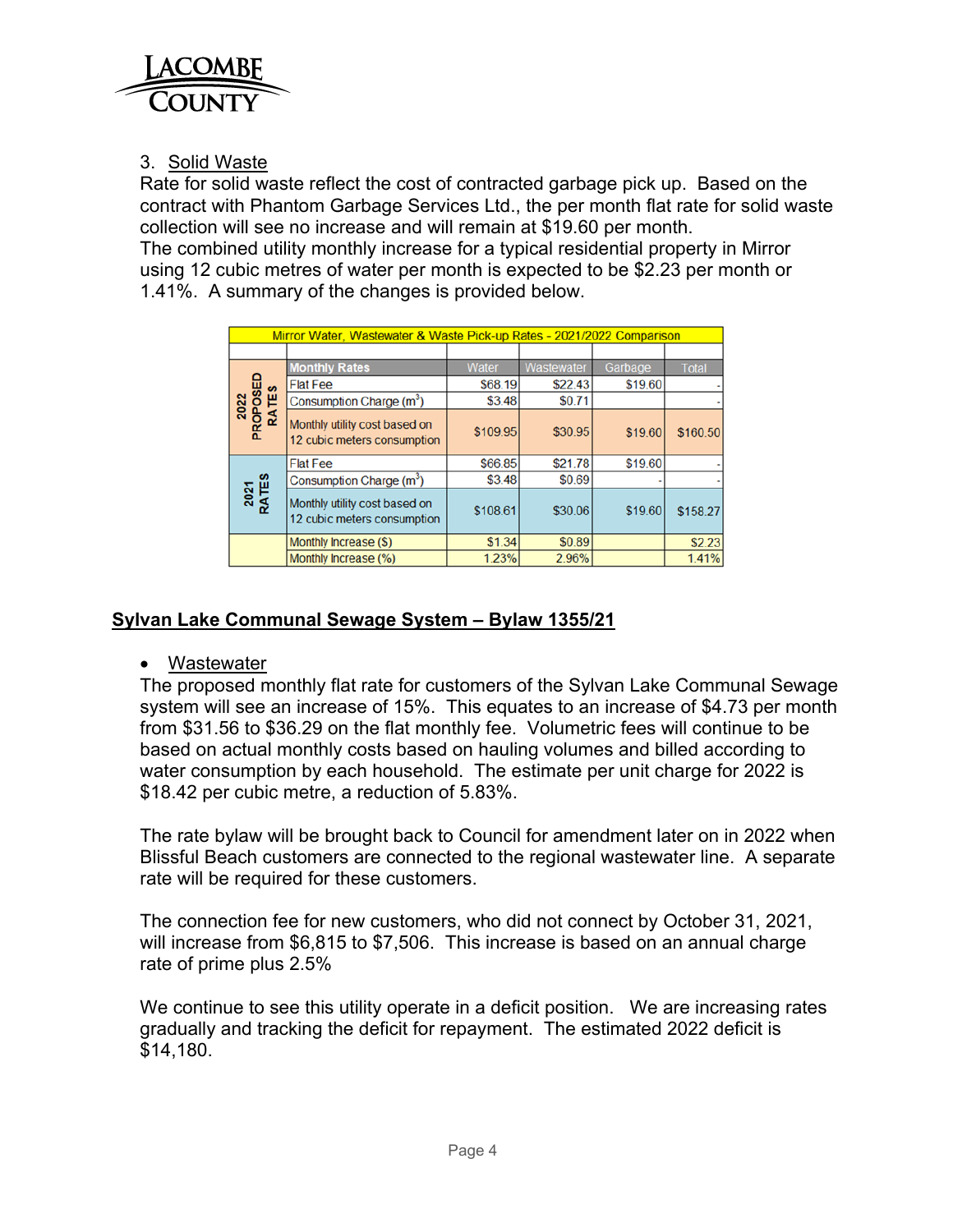3. Solid Waste

Rate for solid waste reflect the cost of contracted garbage pick up. Based on the contract with Phantom Garbage Services Ltd., the per month flat rate for solid waste collection will see no increase and will remain at $19.60 per month.

The combined utility monthly increase for a typical residential property in Mirror using 12 cubic metres of water per month is expected to be $2.23 per month or 1.41%. A summary of the changes is provided below.

| Mirror Water, Wastewater & Waste Pick-up Rates - 2021/2022 Comparison | | | | | |
|---|---|---|---|---|---|
| | **Monthly Rates** | **Water** | **Wastewater** | **Garbage** | **Total** |
| **2022 PROPOSED RATES** | Flat Fee | $68.19 | $22.43 | $19.60 | - |
| | Consumption Charge ($m^3$) | $3.48 | $0.71 | | - |
| | Monthly utility cost based on 12 cubic meters consumption | $109.95 | $30.95 | $19.60 | $160.50 |
| **2021 RATES** | Flat Fee | $66.85 | $21.78 | $19.60 | - |
| | Consumption Charge ($m^3$) | $3.48 | $0.69 | - | - |
| | Monthly utility cost based on 12 cubic meters consumption | $108.61 | $30.06 | $19.60 | $158.27 |
| | Monthly Increase ($) | $1.34 | $0.89 | | $2.23 |
| | Monthly Increase (%) | 1.23% | 2.96% | | 1.41% |

## Sylvan Lake Communal Sewage System – Bylaw 1355/21

- Wastewater

The proposed monthly flat rate for customers of the Sylvan Lake Communal Sewage system will see an increase of 15%. This equates to an increase of $4.73 per month from $31.56 to $36.29 on the flat monthly fee. Volumetric fees will continue to be based on actual monthly costs based on hauling volumes and billed according to water consumption by each household. The estimate per unit charge for 2022 is $18.42 per cubic metre, a reduction of 5.83%.

The rate bylaw will be brought back to Council for amendment later on in 2022 when Blissful Beach customers are connected to the regional wastewater line. A separate rate will be required for these customers.

The connection fee for new customers, who did not connect by October 31, 2021, will increase from $6,815 to $7,506. This increase is based on an annual charge rate of prime plus 2.5%

We continue to see this utility operate in a deficit position. We are increasing rates gradually and tracking the deficit for repayment. The estimated 2022 deficit is $14,180.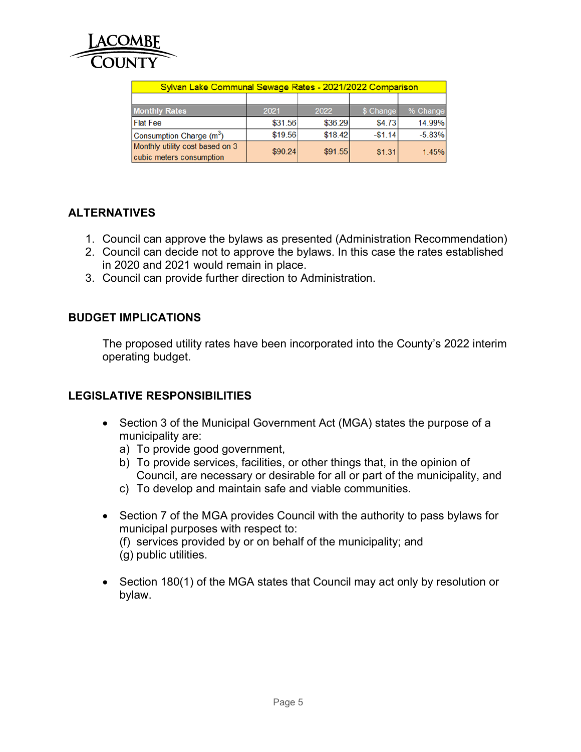| Sylvan Lake Communal Sewage Rates - 2021/2022 Comparison | | | | |
|---|---|---|---|---|
| Monthly Rates | 2021 | 2022 | $ Change | % Change |
| Flat Fee | $31.56 | $36.29 | $4.73 | 14.99% |
| Consumption Charge ($m^3$) | $19.56 | $18.42 | -$1.14 | -5.83% |
| Monthly utility cost based on 3 cubic meters consumption | $90.24 | $91.55 | $1.31 | 1.45% |

## ALTERNATIVES

1. Council can approve the bylaws as presented (Administration Recommendation)
2. Council can decide not to approve the bylaws. In this case the rates established in 2020 and 2021 would remain in place.
3. Council can provide further direction to Administration.

## BUDGET IMPLICATIONS

The proposed utility rates have been incorporated into the County's 2022 interim operating budget.

## LEGISLATIVE RESPONSIBILITIES

- Section 3 of the Municipal Government Act (MGA) states the purpose of a municipality are:
  a) To provide good government,
  b) To provide services, facilities, or other things that, in the opinion of Council, are necessary or desirable for all or part of the municipality, and
  c) To develop and maintain safe and viable communities.

- Section 7 of the MGA provides Council with the authority to pass bylaws for municipal purposes with respect to:
  (f) services provided by or on behalf of the municipality; and
  (g) public utilities.

- Section 180(1) of the MGA states that Council may act only by resolution or bylaw.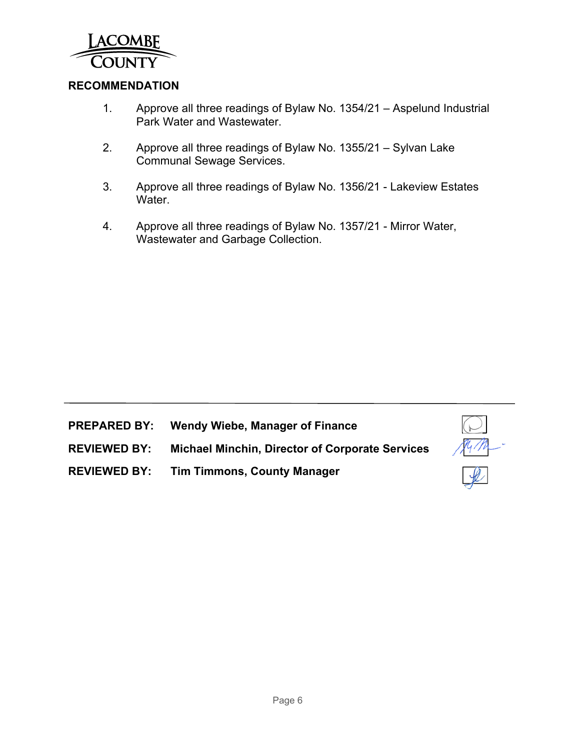LACOMBE COUNTY

**RECOMMENDATION**

1. Approve all three readings of Bylaw No. 1354/21 – Aspelund Industrial Park Water and Wastewater.

2. Approve all three readings of Bylaw No. 1355/21 – Sylvan Lake Communal Sewage Services.

3. Approve all three readings of Bylaw No. 1356/21 - Lakeview Estates Water.

4. Approve all three readings of Bylaw No. 1357/21 - Mirror Water, Wastewater and Garbage Collection.

---

**PREPARED BY:** **Wendy Wiebe, Manager of Finance**

**REVIEWED BY:** **Michael Minchin, Director of Corporate Services**

**REVIEWED BY:** **Tim Timmons, County Manager**